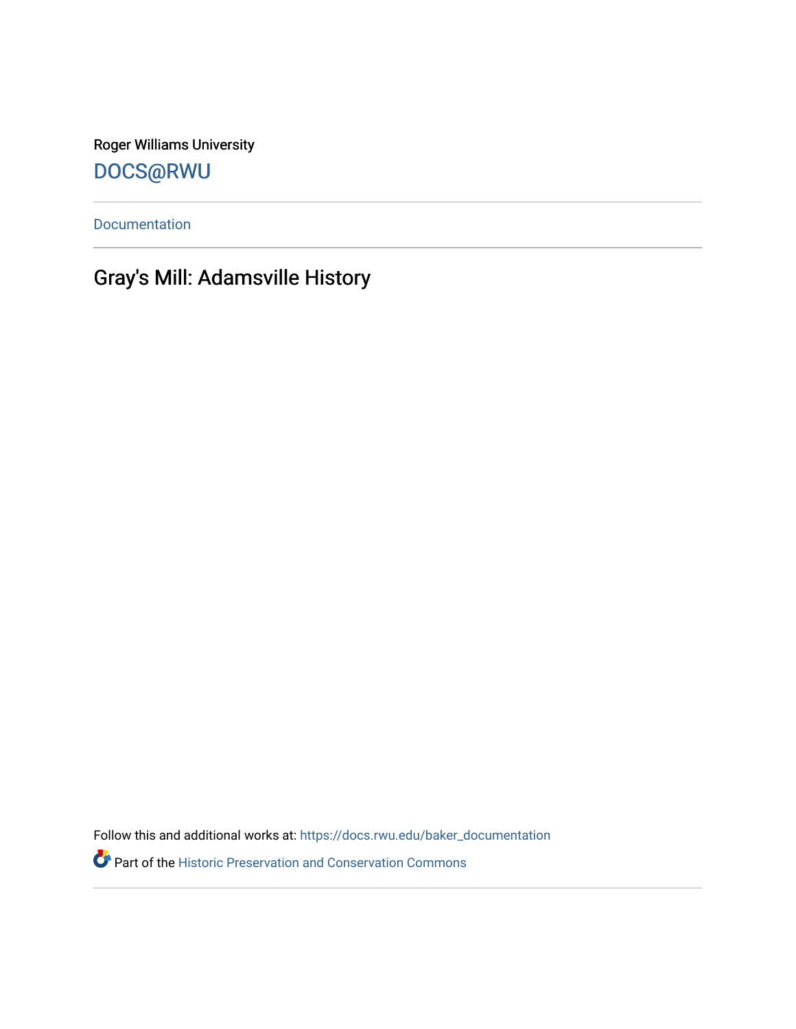Roger Williams University

DOCS@RWU

Documentation

# Gray's Mill: Adamsville History

Follow this and additional works at: https://docs.rwu.edu/baker_documentation

Part of the Historic Preservation and Conservation Commons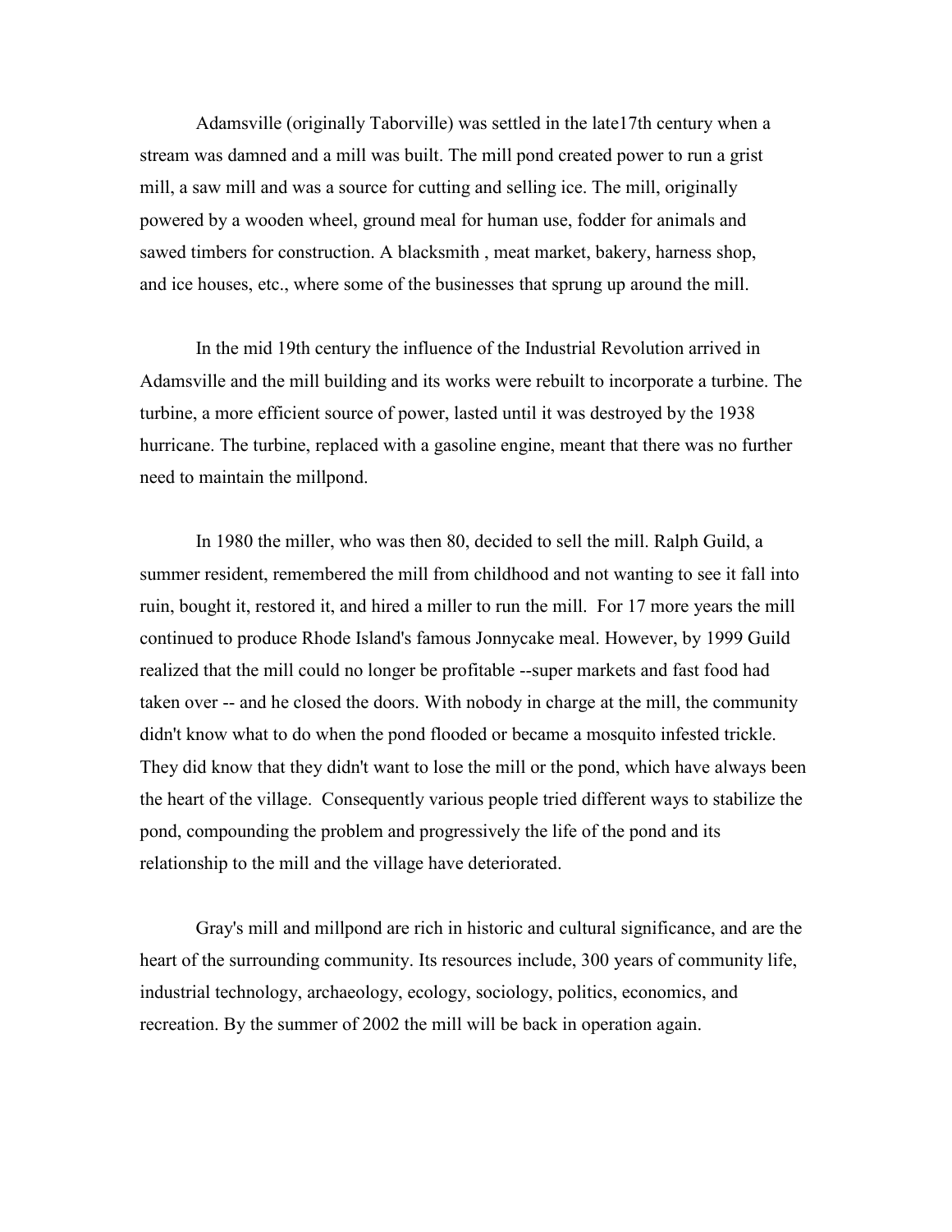Adamsville (originally Taborville) was settled in the late17th century when a stream was damned and a mill was built. The mill pond created power to run a grist mill, a saw mill and was a source for cutting and selling ice. The mill, originally powered by a wooden wheel, ground meal for human use, fodder for animals and sawed timbers for construction. A blacksmith , meat market, bakery, harness shop, and ice houses, etc., where some of the businesses that sprung up around the mill.

In the mid 19th century the influence of the Industrial Revolution arrived in Adamsville and the mill building and its works were rebuilt to incorporate a turbine. The turbine, a more efficient source of power, lasted until it was destroyed by the 1938 hurricane. The turbine, replaced with a gasoline engine, meant that there was no further need to maintain the millpond.

In 1980 the miller, who was then 80, decided to sell the mill. Ralph Guild, a summer resident, remembered the mill from childhood and not wanting to see it fall into ruin, bought it, restored it, and hired a miller to run the mill.  For 17 more years the mill continued to produce Rhode Island's famous Jonnycake meal. However, by 1999 Guild realized that the mill could no longer be profitable --super markets and fast food had taken over -- and he closed the doors. With nobody in charge at the mill, the community didn't know what to do when the pond flooded or became a mosquito infested trickle. They did know that they didn't want to lose the mill or the pond, which have always been the heart of the village.  Consequently various people tried different ways to stabilize the pond, compounding the problem and progressively the life of the pond and its relationship to the mill and the village have deteriorated.

Gray's mill and millpond are rich in historic and cultural significance, and are the heart of the surrounding community. Its resources include, 300 years of community life, industrial technology, archaeology, ecology, sociology, politics, economics, and recreation. By the summer of 2002 the mill will be back in operation again.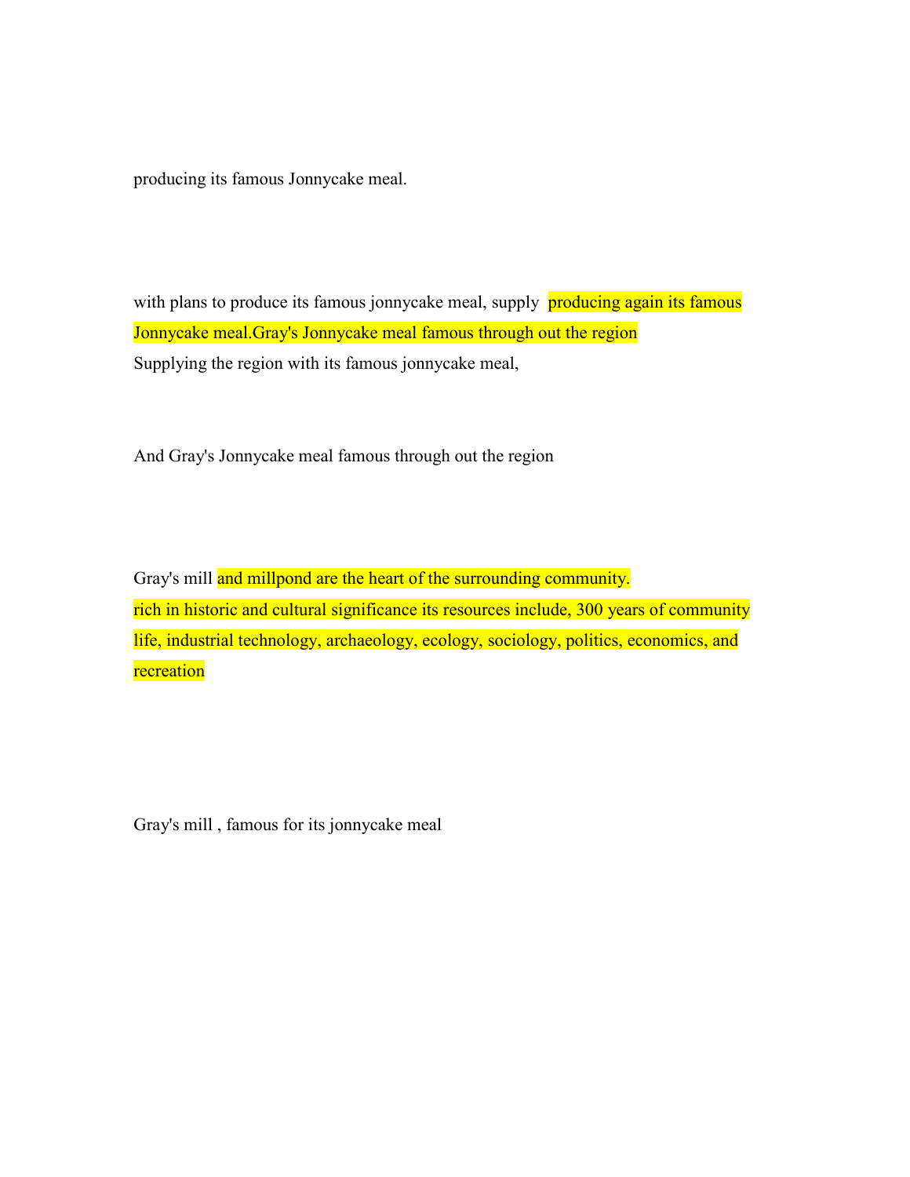producing its famous Jonnycake meal.

with plans to produce its famous jonnycake meal, supply  producing again its famous Jonnycake meal.Gray's Jonnycake meal famous through out the region
Supplying the region with its famous jonnycake meal,

And Gray's Jonnycake meal famous through out the region

Gray's mill and millpond are the heart of the surrounding community.
rich in historic and cultural significance its resources include, 300 years of community life, industrial technology, archaeology, ecology, sociology, politics, economics, and recreation

Gray's mill , famous for its jonnycake meal